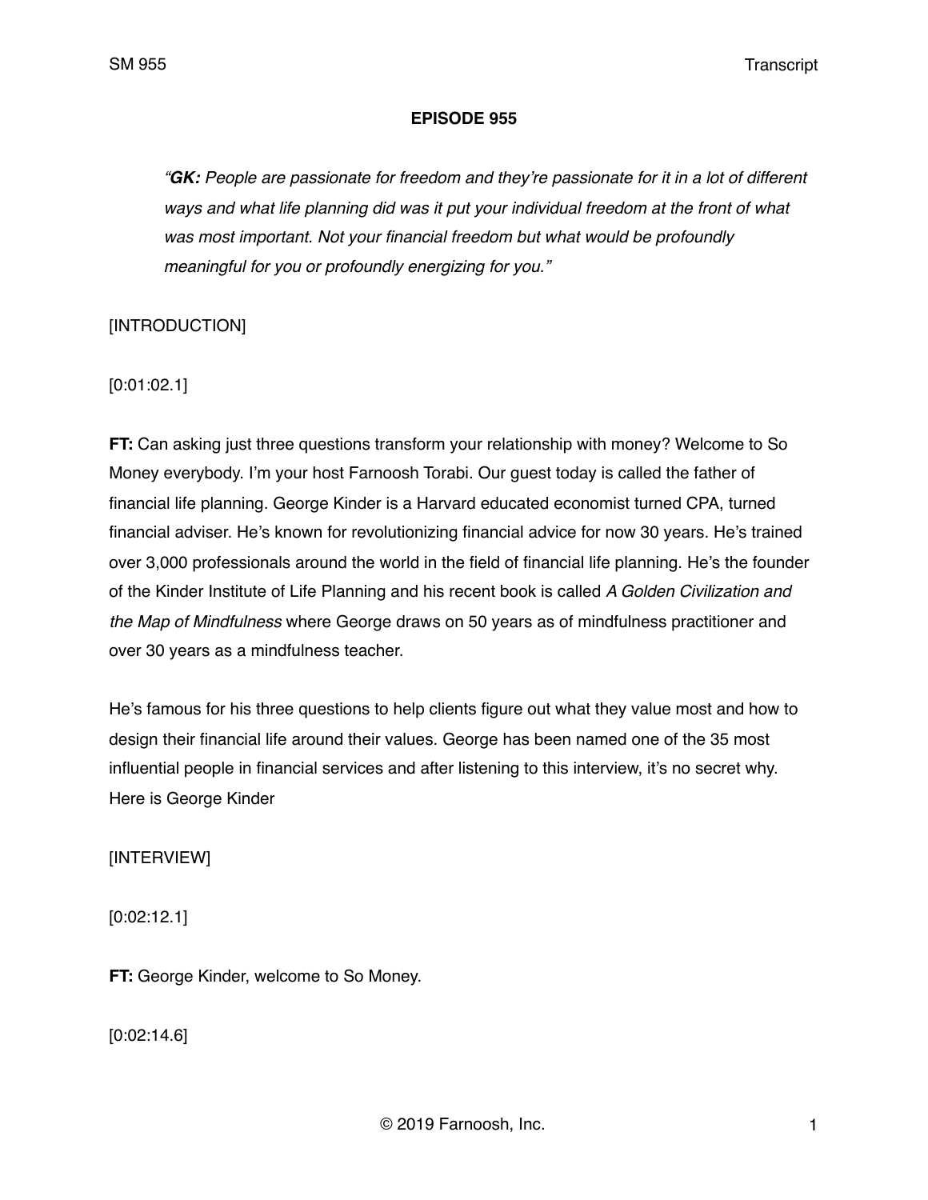**EPISODE 955**

> *"**GK:** People are passionate for freedom and they're passionate for it in a lot of different ways and what life planning did was it put your individual freedom at the front of what was most important. Not your financial freedom but what would be profoundly meaningful for you or profoundly energizing for you."*

[INTRODUCTION]

[0:01:02.1]

**FT:** Can asking just three questions transform your relationship with money? Welcome to So Money everybody. I'm your host Farnoosh Torabi. Our guest today is called the father of financial life planning. George Kinder is a Harvard educated economist turned CPA, turned financial adviser. He's known for revolutionizing financial advice for now 30 years. He's trained over 3,000 professionals around the world in the field of financial life planning. He's the founder of the Kinder Institute of Life Planning and his recent book is called *A Golden Civilization and the Map of Mindfulness* where George draws on 50 years as of mindfulness practitioner and over 30 years as a mindfulness teacher.

He's famous for his three questions to help clients figure out what they value most and how to design their financial life around their values. George has been named one of the 35 most influential people in financial services and after listening to this interview, it's no secret why. Here is George Kinder

[INTERVIEW]

[0:02:12.1]

**FT:** George Kinder, welcome to So Money.

[0:02:14.6]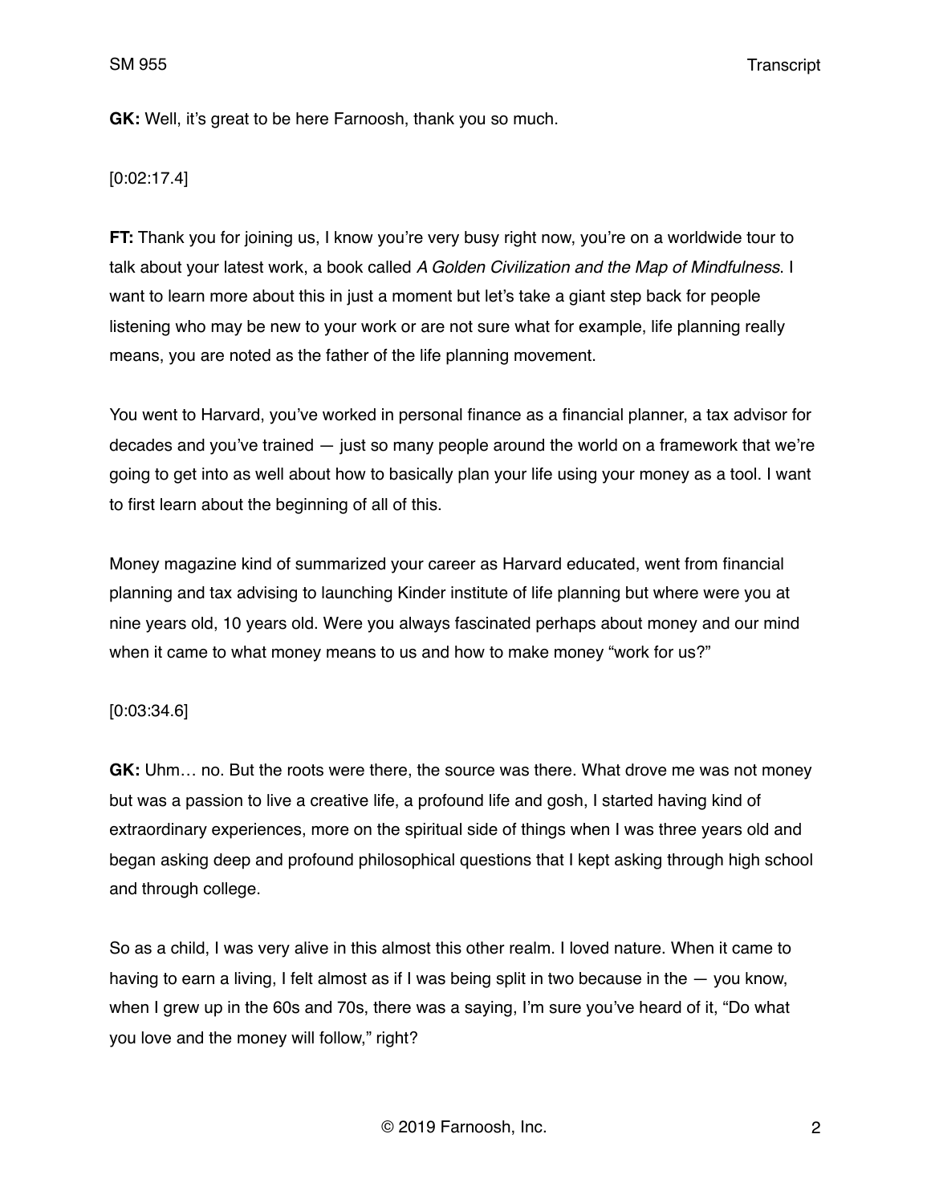**GK:** Well, it's great to be here Farnoosh, thank you so much.

[0:02:17.4]

**FT:** Thank you for joining us, I know you're very busy right now, you're on a worldwide tour to talk about your latest work, a book called *A Golden Civilization and the Map of Mindfulness*. I want to learn more about this in just a moment but let's take a giant step back for people listening who may be new to your work or are not sure what for example, life planning really means, you are noted as the father of the life planning movement.

You went to Harvard, you've worked in personal finance as a financial planner, a tax advisor for decades and you've trained — just so many people around the world on a framework that we're going to get into as well about how to basically plan your life using your money as a tool. I want to first learn about the beginning of all of this.

Money magazine kind of summarized your career as Harvard educated, went from financial planning and tax advising to launching Kinder institute of life planning but where were you at nine years old, 10 years old. Were you always fascinated perhaps about money and our mind when it came to what money means to us and how to make money "work for us?"

[0:03:34.6]

**GK:** Uhm… no. But the roots were there, the source was there. What drove me was not money but was a passion to live a creative life, a profound life and gosh, I started having kind of extraordinary experiences, more on the spiritual side of things when I was three years old and began asking deep and profound philosophical questions that I kept asking through high school and through college.

So as a child, I was very alive in this almost this other realm. I loved nature. When it came to having to earn a living, I felt almost as if I was being split in two because in the — you know, when I grew up in the 60s and 70s, there was a saying, I'm sure you've heard of it, "Do what you love and the money will follow," right?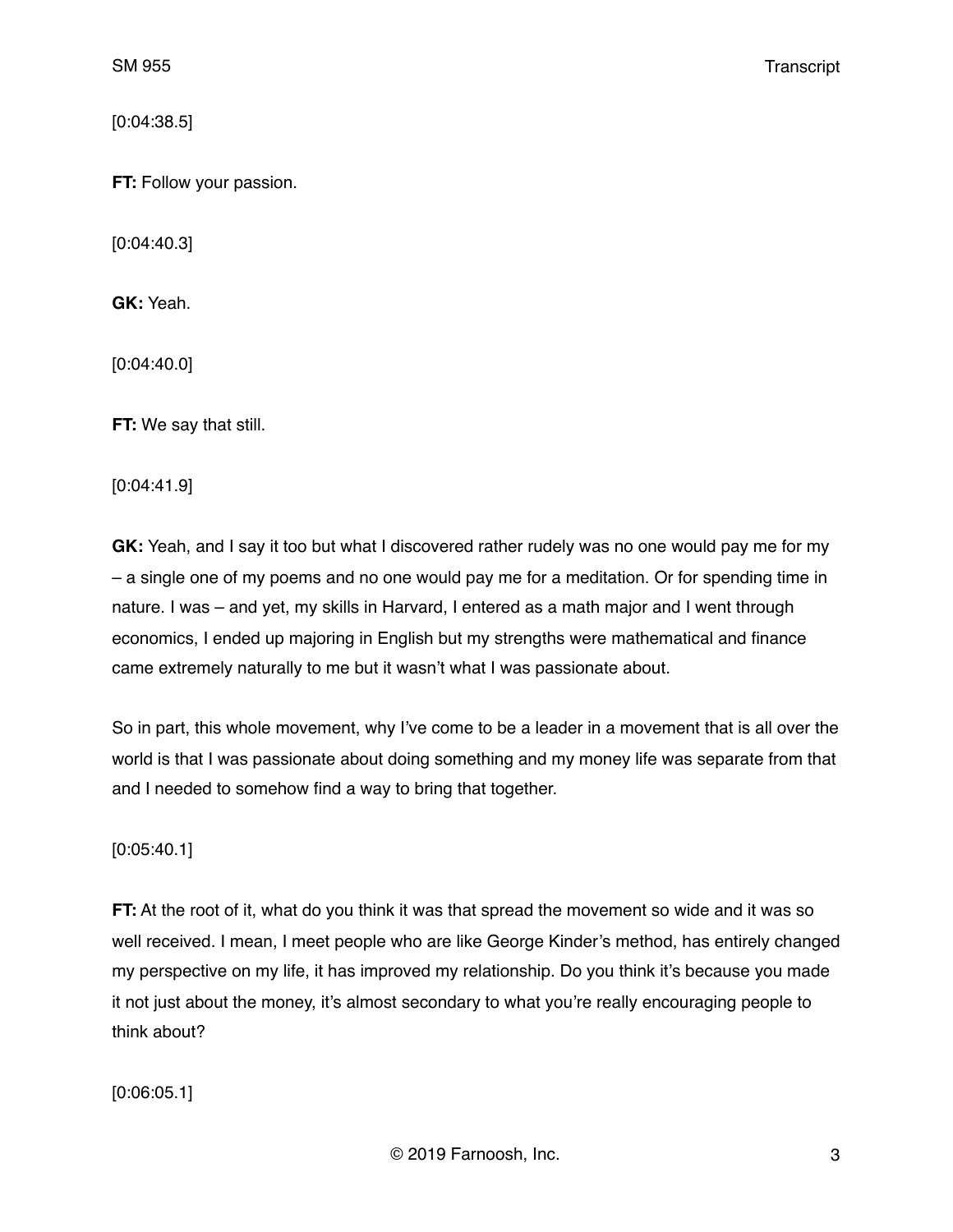[0:04:38.5]

**FT:** Follow your passion.

[0:04:40.3]

**GK:** Yeah.

[0:04:40.0]

**FT:** We say that still.

[0:04:41.9]

**GK:** Yeah, and I say it too but what I discovered rather rudely was no one would pay me for my – a single one of my poems and no one would pay me for a meditation. Or for spending time in nature. I was – and yet, my skills in Harvard, I entered as a math major and I went through economics, I ended up majoring in English but my strengths were mathematical and finance came extremely naturally to me but it wasn't what I was passionate about.

So in part, this whole movement, why I've come to be a leader in a movement that is all over the world is that I was passionate about doing something and my money life was separate from that and I needed to somehow find a way to bring that together.

[0:05:40.1]

**FT:** At the root of it, what do you think it was that spread the movement so wide and it was so well received. I mean, I meet people who are like George Kinder's method, has entirely changed my perspective on my life, it has improved my relationship. Do you think it's because you made it not just about the money, it's almost secondary to what you're really encouraging people to think about?

[0:06:05.1]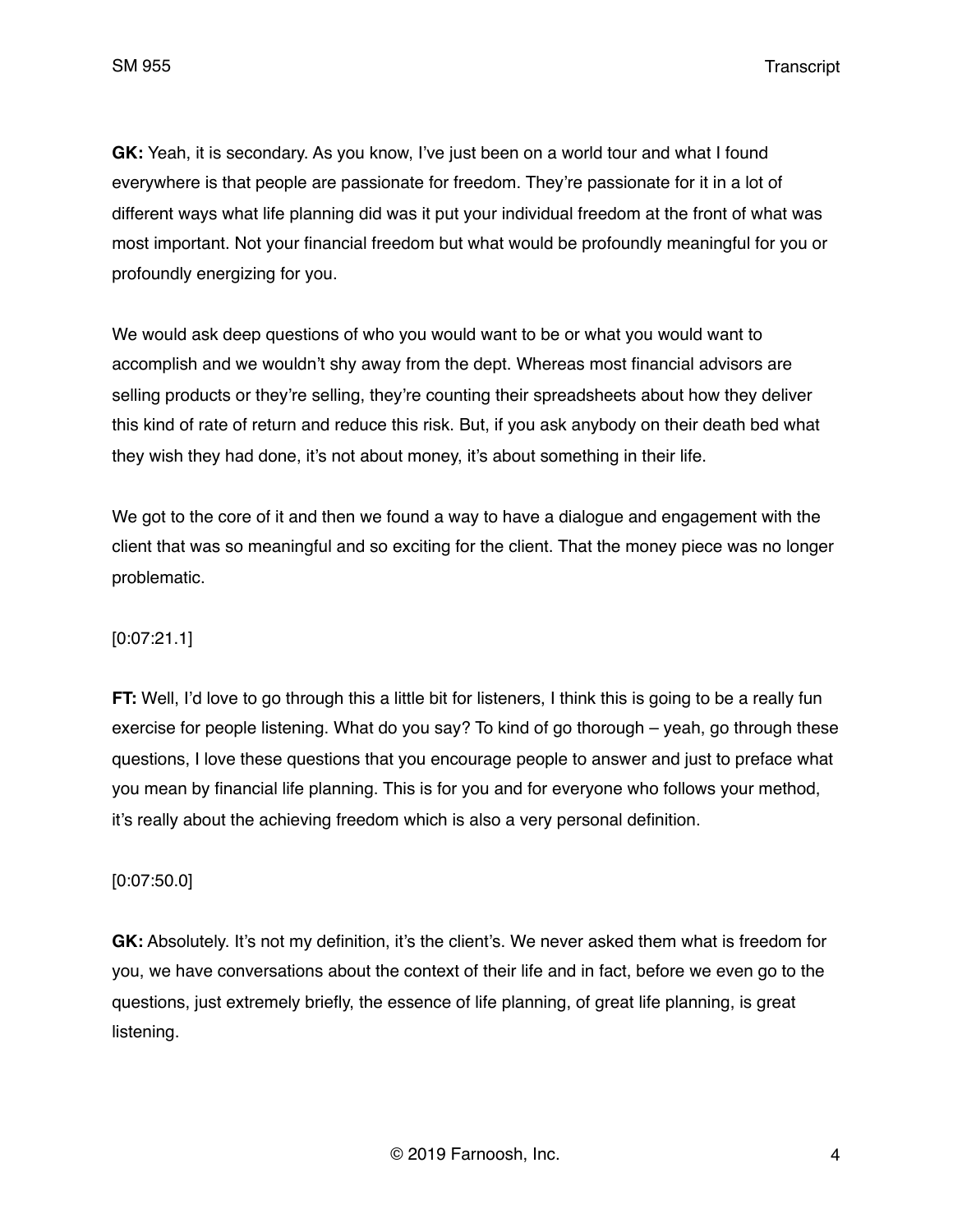**GK:** Yeah, it is secondary. As you know, I've just been on a world tour and what I found everywhere is that people are passionate for freedom. They're passionate for it in a lot of different ways what life planning did was it put your individual freedom at the front of what was most important. Not your financial freedom but what would be profoundly meaningful for you or profoundly energizing for you.

We would ask deep questions of who you would want to be or what you would want to accomplish and we wouldn't shy away from the dept. Whereas most financial advisors are selling products or they're selling, they're counting their spreadsheets about how they deliver this kind of rate of return and reduce this risk. But, if you ask anybody on their death bed what they wish they had done, it's not about money, it's about something in their life.

We got to the core of it and then we found a way to have a dialogue and engagement with the client that was so meaningful and so exciting for the client. That the money piece was no longer problematic.

[0:07:21.1]

**FT:** Well, I'd love to go through this a little bit for listeners, I think this is going to be a really fun exercise for people listening. What do you say? To kind of go thorough – yeah, go through these questions, I love these questions that you encourage people to answer and just to preface what you mean by financial life planning. This is for you and for everyone who follows your method, it's really about the achieving freedom which is also a very personal definition.

[0:07:50.0]

**GK:** Absolutely. It's not my definition, it's the client's. We never asked them what is freedom for you, we have conversations about the context of their life and in fact, before we even go to the questions, just extremely briefly, the essence of life planning, of great life planning, is great listening.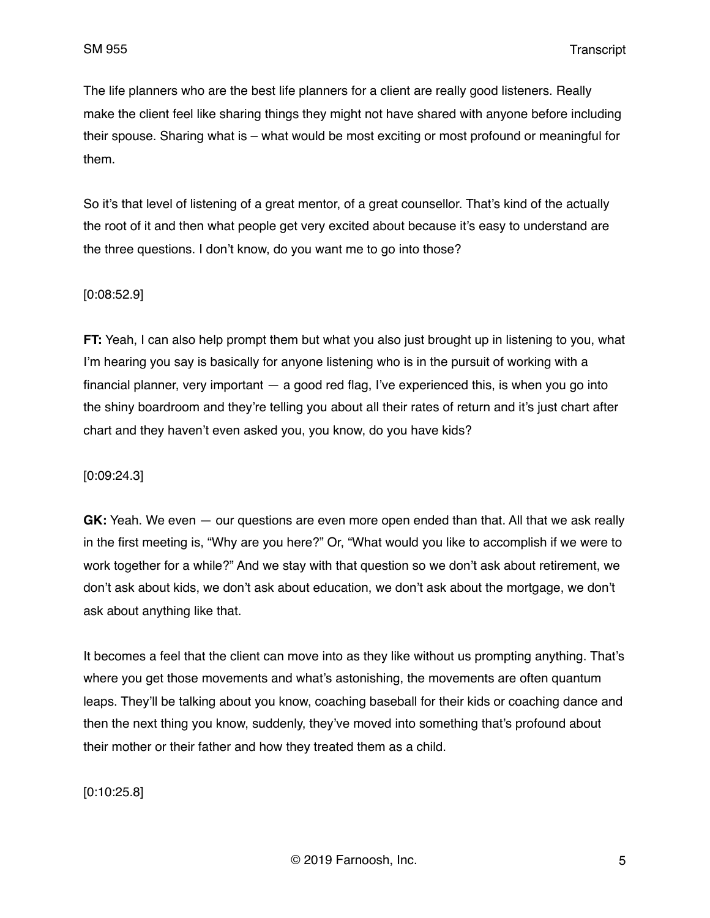The life planners who are the best life planners for a client are really good listeners. Really make the client feel like sharing things they might not have shared with anyone before including their spouse. Sharing what is – what would be most exciting or most profound or meaningful for them.

So it's that level of listening of a great mentor, of a great counsellor. That's kind of the actually the root of it and then what people get very excited about because it's easy to understand are the three questions. I don't know, do you want me to go into those?

[0:08:52.9]

**FT:** Yeah, I can also help prompt them but what you also just brought up in listening to you, what I'm hearing you say is basically for anyone listening who is in the pursuit of working with a financial planner, very important — a good red flag, I've experienced this, is when you go into the shiny boardroom and they're telling you about all their rates of return and it's just chart after chart and they haven't even asked you, you know, do you have kids?

[0:09:24.3]

**GK:** Yeah. We even — our questions are even more open ended than that. All that we ask really in the first meeting is, "Why are you here?" Or, "What would you like to accomplish if we were to work together for a while?" And we stay with that question so we don't ask about retirement, we don't ask about kids, we don't ask about education, we don't ask about the mortgage, we don't ask about anything like that.

It becomes a feel that the client can move into as they like without us prompting anything. That's where you get those movements and what's astonishing, the movements are often quantum leaps. They'll be talking about you know, coaching baseball for their kids or coaching dance and then the next thing you know, suddenly, they've moved into something that's profound about their mother or their father and how they treated them as a child.

[0:10:25.8]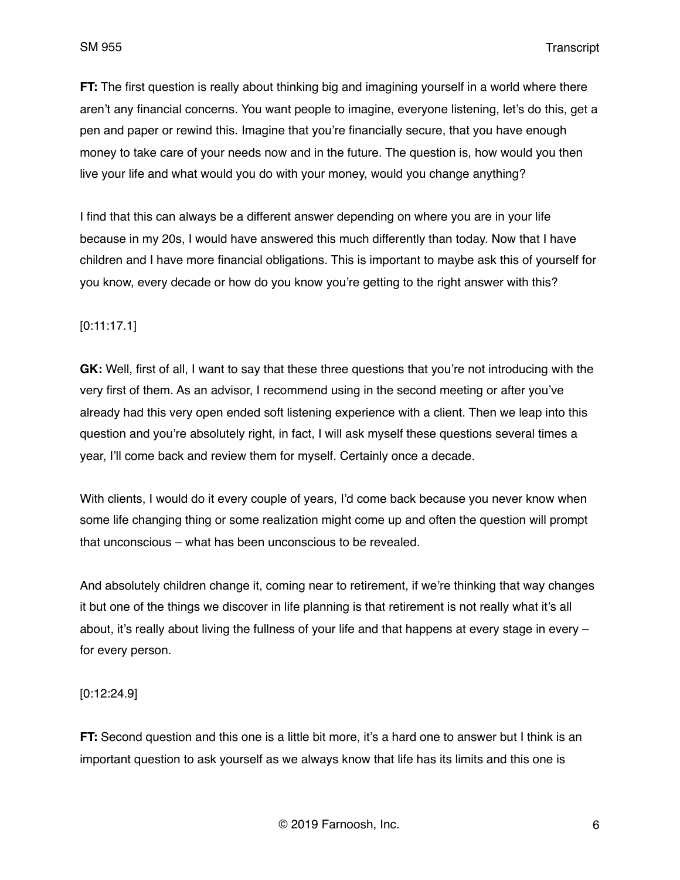**FT:** The first question is really about thinking big and imagining yourself in a world where there aren't any financial concerns. You want people to imagine, everyone listening, let's do this, get a pen and paper or rewind this. Imagine that you're financially secure, that you have enough money to take care of your needs now and in the future. The question is, how would you then live your life and what would you do with your money, would you change anything?

I find that this can always be a different answer depending on where you are in your life because in my 20s, I would have answered this much differently than today. Now that I have children and I have more financial obligations. This is important to maybe ask this of yourself for you know, every decade or how do you know you're getting to the right answer with this?

[0:11:17.1]

**GK:** Well, first of all, I want to say that these three questions that you're not introducing with the very first of them. As an advisor, I recommend using in the second meeting or after you've already had this very open ended soft listening experience with a client. Then we leap into this question and you're absolutely right, in fact, I will ask myself these questions several times a year, I'll come back and review them for myself. Certainly once a decade.

With clients, I would do it every couple of years, I'd come back because you never know when some life changing thing or some realization might come up and often the question will prompt that unconscious – what has been unconscious to be revealed.

And absolutely children change it, coming near to retirement, if we're thinking that way changes it but one of the things we discover in life planning is that retirement is not really what it's all about, it's really about living the fullness of your life and that happens at every stage in every – for every person.

[0:12:24.9]

**FT:** Second question and this one is a little bit more, it's a hard one to answer but I think is an important question to ask yourself as we always know that life has its limits and this one is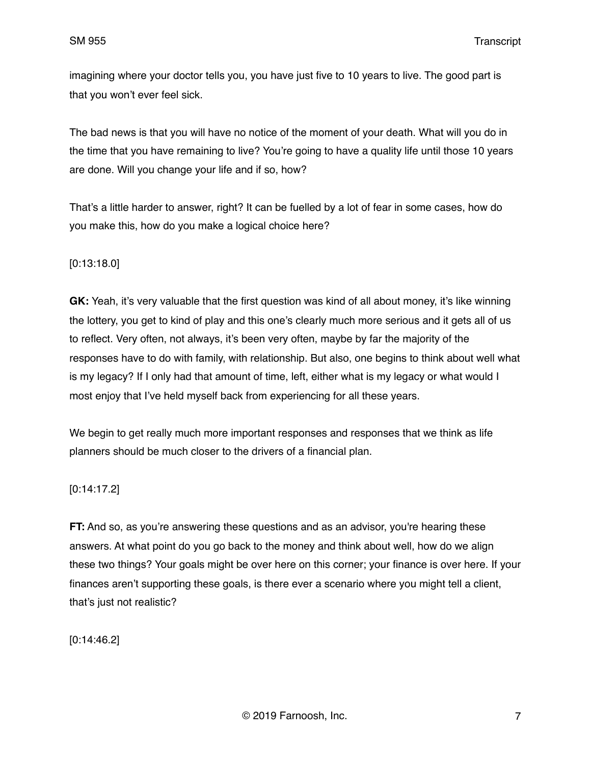imagining where your doctor tells you, you have just five to 10 years to live. The good part is that you won't ever feel sick.

The bad news is that you will have no notice of the moment of your death. What will you do in the time that you have remaining to live? You're going to have a quality life until those 10 years are done. Will you change your life and if so, how?

That's a little harder to answer, right? It can be fuelled by a lot of fear in some cases, how do you make this, how do you make a logical choice here?

[0:13:18.0]

**GK:** Yeah, it's very valuable that the first question was kind of all about money, it's like winning the lottery, you get to kind of play and this one's clearly much more serious and it gets all of us to reflect. Very often, not always, it's been very often, maybe by far the majority of the responses have to do with family, with relationship. But also, one begins to think about well what is my legacy? If I only had that amount of time, left, either what is my legacy or what would I most enjoy that I've held myself back from experiencing for all these years.

We begin to get really much more important responses and responses that we think as life planners should be much closer to the drivers of a financial plan.

[0:14:17.2]

**FT:** And so, as you're answering these questions and as an advisor, you're hearing these answers. At what point do you go back to the money and think about well, how do we align these two things? Your goals might be over here on this corner; your finance is over here. If your finances aren't supporting these goals, is there ever a scenario where you might tell a client, that's just not realistic?

[0:14:46.2]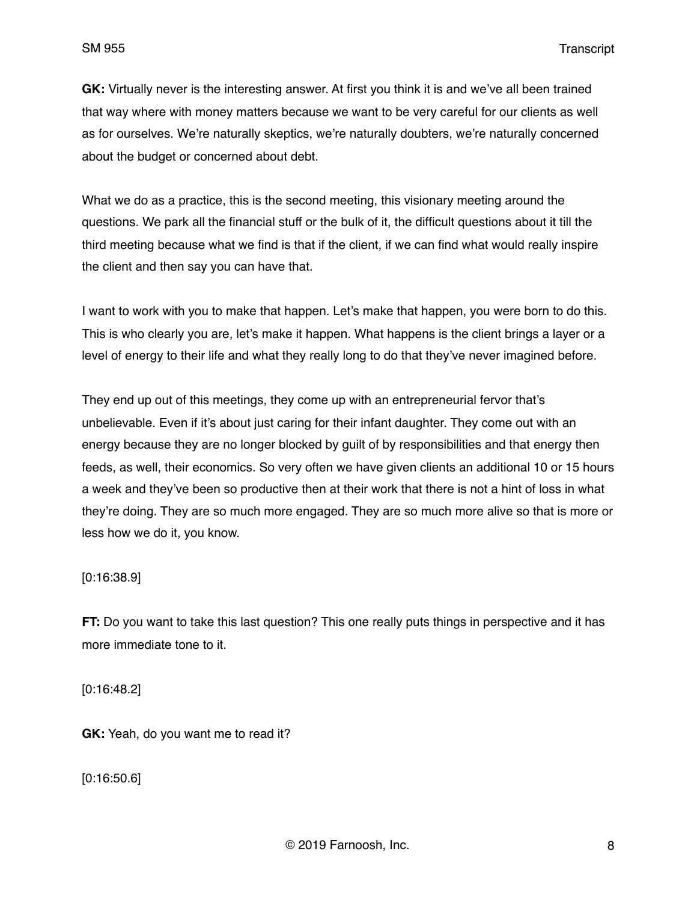**GK:** Virtually never is the interesting answer. At first you think it is and we've all been trained that way where with money matters because we want to be very careful for our clients as well as for ourselves. We're naturally skeptics, we're naturally doubters, we're naturally concerned about the budget or concerned about debt.

What we do as a practice, this is the second meeting, this visionary meeting around the questions. We park all the financial stuff or the bulk of it, the difficult questions about it till the third meeting because what we find is that if the client, if we can find what would really inspire the client and then say you can have that.

I want to work with you to make that happen. Let's make that happen, you were born to do this. This is who clearly you are, let's make it happen. What happens is the client brings a layer or a level of energy to their life and what they really long to do that they've never imagined before.

They end up out of this meetings, they come up with an entrepreneurial fervor that's unbelievable. Even if it's about just caring for their infant daughter. They come out with an energy because they are no longer blocked by guilt of by responsibilities and that energy then feeds, as well, their economics. So very often we have given clients an additional 10 or 15 hours a week and they've been so productive then at their work that there is not a hint of loss in what they're doing. They are so much more engaged. They are so much more alive so that is more or less how we do it, you know.

[0:16:38.9]

**FT:** Do you want to take this last question? This one really puts things in perspective and it has more immediate tone to it.

[0:16:48.2]

**GK:** Yeah, do you want me to read it?

[0:16:50.6]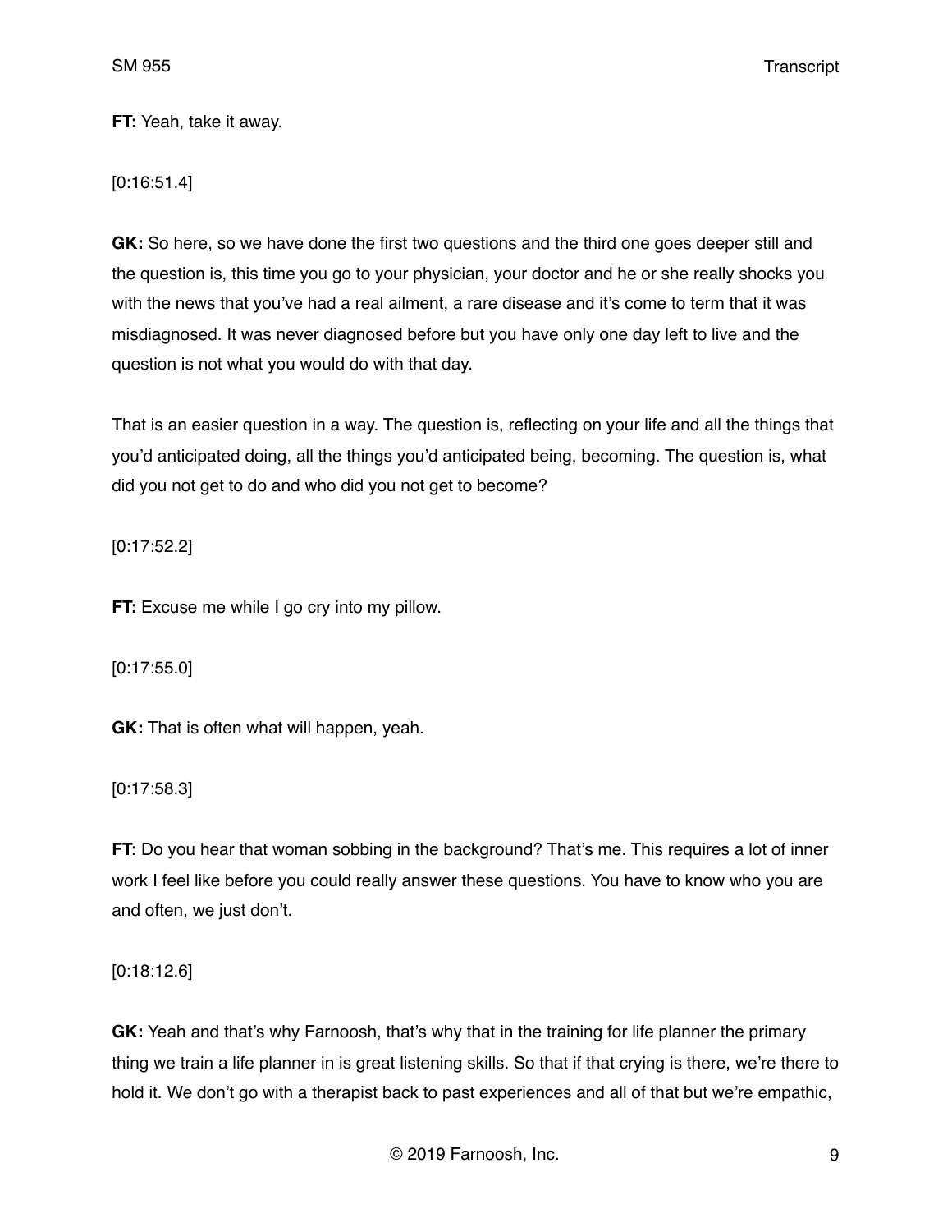**FT:** Yeah, take it away.

[0:16:51.4]

**GK:** So here, so we have done the first two questions and the third one goes deeper still and the question is, this time you go to your physician, your doctor and he or she really shocks you with the news that you've had a real ailment, a rare disease and it's come to term that it was misdiagnosed. It was never diagnosed before but you have only one day left to live and the question is not what you would do with that day.

That is an easier question in a way. The question is, reflecting on your life and all the things that you'd anticipated doing, all the things you'd anticipated being, becoming. The question is, what did you not get to do and who did you not get to become?

[0:17:52.2]

**FT:** Excuse me while I go cry into my pillow.

[0:17:55.0]

**GK:** That is often what will happen, yeah.

[0:17:58.3]

**FT:** Do you hear that woman sobbing in the background? That's me. This requires a lot of inner work I feel like before you could really answer these questions. You have to know who you are and often, we just don't.

[0:18:12.6]

**GK:** Yeah and that's why Farnoosh, that's why that in the training for life planner the primary thing we train a life planner in is great listening skills. So that if that crying is there, we're there to hold it. We don't go with a therapist back to past experiences and all of that but we're empathic,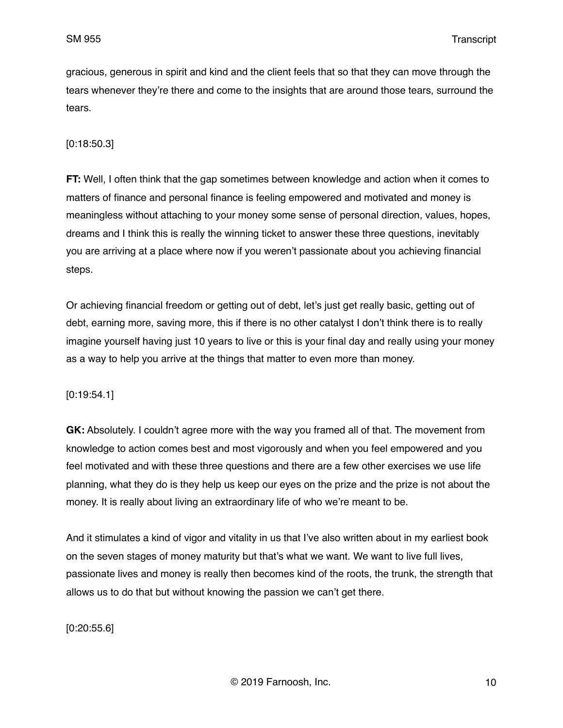gracious, generous in spirit and kind and the client feels that so that they can move through the tears whenever they're there and come to the insights that are around those tears, surround the tears.

[0:18:50.3]

**FT:** Well, I often think that the gap sometimes between knowledge and action when it comes to matters of finance and personal finance is feeling empowered and motivated and money is meaningless without attaching to your money some sense of personal direction, values, hopes, dreams and I think this is really the winning ticket to answer these three questions, inevitably you are arriving at a place where now if you weren't passionate about you achieving financial steps.

Or achieving financial freedom or getting out of debt, let's just get really basic, getting out of debt, earning more, saving more, this if there is no other catalyst I don't think there is to really imagine yourself having just 10 years to live or this is your final day and really using your money as a way to help you arrive at the things that matter to even more than money.

[0:19:54.1]

**GK:** Absolutely. I couldn't agree more with the way you framed all of that. The movement from knowledge to action comes best and most vigorously and when you feel empowered and you feel motivated and with these three questions and there are a few other exercises we use life planning, what they do is they help us keep our eyes on the prize and the prize is not about the money. It is really about living an extraordinary life of who we're meant to be.

And it stimulates a kind of vigor and vitality in us that I've also written about in my earliest book on the seven stages of money maturity but that's what we want. We want to live full lives, passionate lives and money is really then becomes kind of the roots, the trunk, the strength that allows us to do that but without knowing the passion we can't get there.

[0:20:55.6]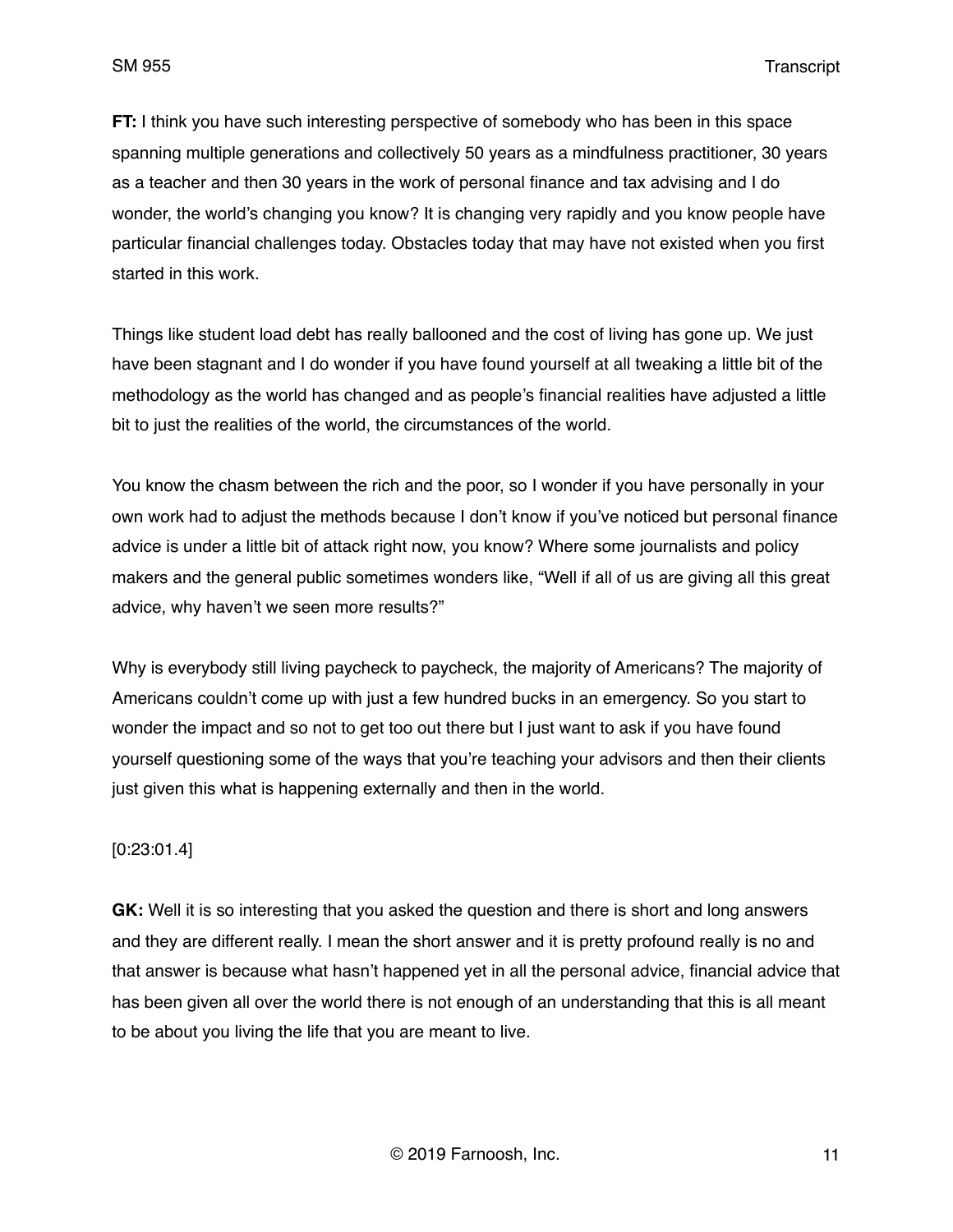**FT:** I think you have such interesting perspective of somebody who has been in this space spanning multiple generations and collectively 50 years as a mindfulness practitioner, 30 years as a teacher and then 30 years in the work of personal finance and tax advising and I do wonder, the world's changing you know? It is changing very rapidly and you know people have particular financial challenges today. Obstacles today that may have not existed when you first started in this work.

Things like student load debt has really ballooned and the cost of living has gone up. We just have been stagnant and I do wonder if you have found yourself at all tweaking a little bit of the methodology as the world has changed and as people's financial realities have adjusted a little bit to just the realities of the world, the circumstances of the world.

You know the chasm between the rich and the poor, so I wonder if you have personally in your own work had to adjust the methods because I don't know if you've noticed but personal finance advice is under a little bit of attack right now, you know? Where some journalists and policy makers and the general public sometimes wonders like, "Well if all of us are giving all this great advice, why haven't we seen more results?"

Why is everybody still living paycheck to paycheck, the majority of Americans? The majority of Americans couldn't come up with just a few hundred bucks in an emergency. So you start to wonder the impact and so not to get too out there but I just want to ask if you have found yourself questioning some of the ways that you're teaching your advisors and then their clients just given this what is happening externally and then in the world.

[0:23:01.4]

**GK:** Well it is so interesting that you asked the question and there is short and long answers and they are different really. I mean the short answer and it is pretty profound really is no and that answer is because what hasn't happened yet in all the personal advice, financial advice that has been given all over the world there is not enough of an understanding that this is all meant to be about you living the life that you are meant to live.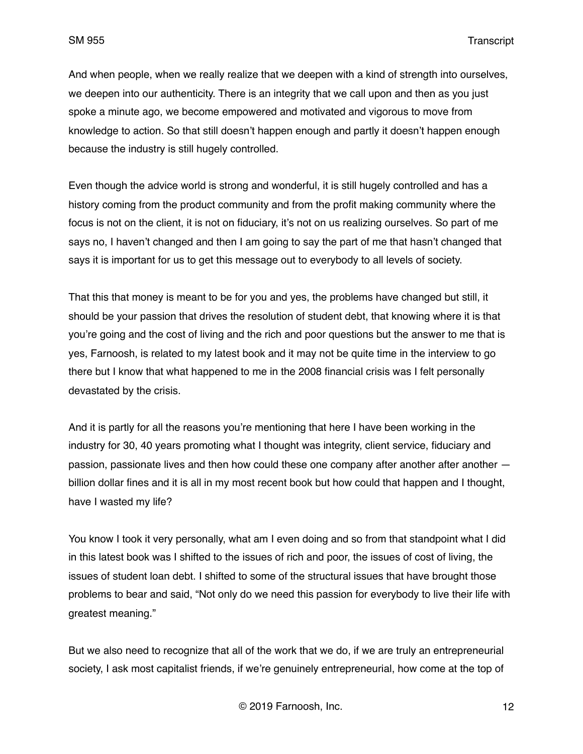And when people, when we really realize that we deepen with a kind of strength into ourselves, we deepen into our authenticity. There is an integrity that we call upon and then as you just spoke a minute ago, we become empowered and motivated and vigorous to move from knowledge to action. So that still doesn't happen enough and partly it doesn't happen enough because the industry is still hugely controlled.

Even though the advice world is strong and wonderful, it is still hugely controlled and has a history coming from the product community and from the profit making community where the focus is not on the client, it is not on fiduciary, it's not on us realizing ourselves. So part of me says no, I haven't changed and then I am going to say the part of me that hasn't changed that says it is important for us to get this message out to everybody to all levels of society.

That this that money is meant to be for you and yes, the problems have changed but still, it should be your passion that drives the resolution of student debt, that knowing where it is that you're going and the cost of living and the rich and poor questions but the answer to me that is yes, Farnoosh, is related to my latest book and it may not be quite time in the interview to go there but I know that what happened to me in the 2008 financial crisis was I felt personally devastated by the crisis.

And it is partly for all the reasons you're mentioning that here I have been working in the industry for 30, 40 years promoting what I thought was integrity, client service, fiduciary and passion, passionate lives and then how could these one company after another after another — billion dollar fines and it is all in my most recent book but how could that happen and I thought, have I wasted my life?

You know I took it very personally, what am I even doing and so from that standpoint what I did in this latest book was I shifted to the issues of rich and poor, the issues of cost of living, the issues of student loan debt. I shifted to some of the structural issues that have brought those problems to bear and said, "Not only do we need this passion for everybody to live their life with greatest meaning."

But we also need to recognize that all of the work that we do, if we are truly an entrepreneurial society, I ask most capitalist friends, if we're genuinely entrepreneurial, how come at the top of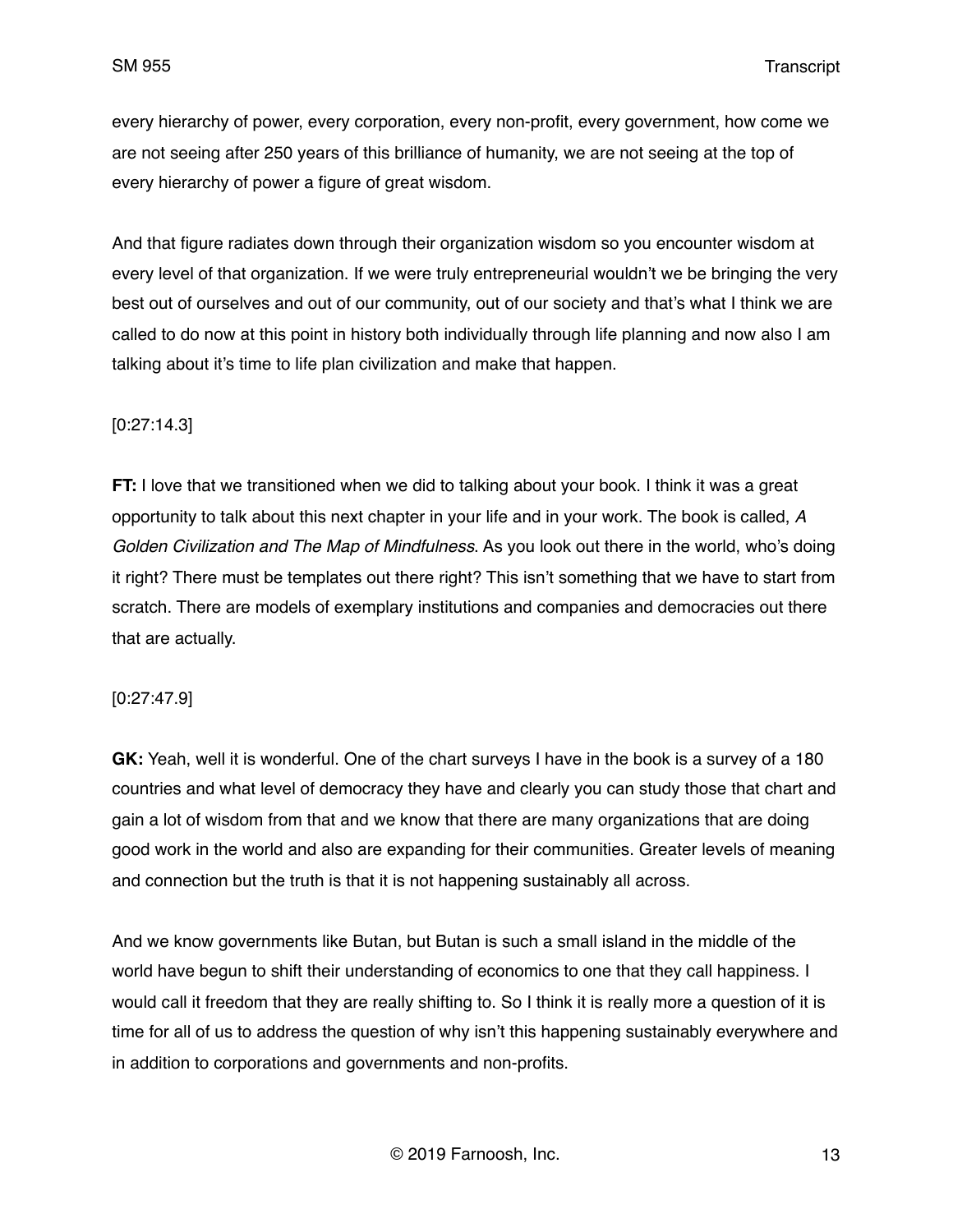every hierarchy of power, every corporation, every non-profit, every government, how come we are not seeing after 250 years of this brilliance of humanity, we are not seeing at the top of every hierarchy of power a figure of great wisdom.

And that figure radiates down through their organization wisdom so you encounter wisdom at every level of that organization. If we were truly entrepreneurial wouldn't we be bringing the very best out of ourselves and out of our community, out of our society and that's what I think we are called to do now at this point in history both individually through life planning and now also I am talking about it's time to life plan civilization and make that happen.

[0:27:14.3]

**FT:** I love that we transitioned when we did to talking about your book. I think it was a great opportunity to talk about this next chapter in your life and in your work. The book is called, *A Golden Civilization and The Map of Mindfulness*. As you look out there in the world, who's doing it right? There must be templates out there right? This isn't something that we have to start from scratch. There are models of exemplary institutions and companies and democracies out there that are actually.

[0:27:47.9]

**GK:** Yeah, well it is wonderful. One of the chart surveys I have in the book is a survey of a 180 countries and what level of democracy they have and clearly you can study those that chart and gain a lot of wisdom from that and we know that there are many organizations that are doing good work in the world and also are expanding for their communities. Greater levels of meaning and connection but the truth is that it is not happening sustainably all across.

And we know governments like Butan, but Butan is such a small island in the middle of the world have begun to shift their understanding of economics to one that they call happiness. I would call it freedom that they are really shifting to. So I think it is really more a question of it is time for all of us to address the question of why isn't this happening sustainably everywhere and in addition to corporations and governments and non-profits.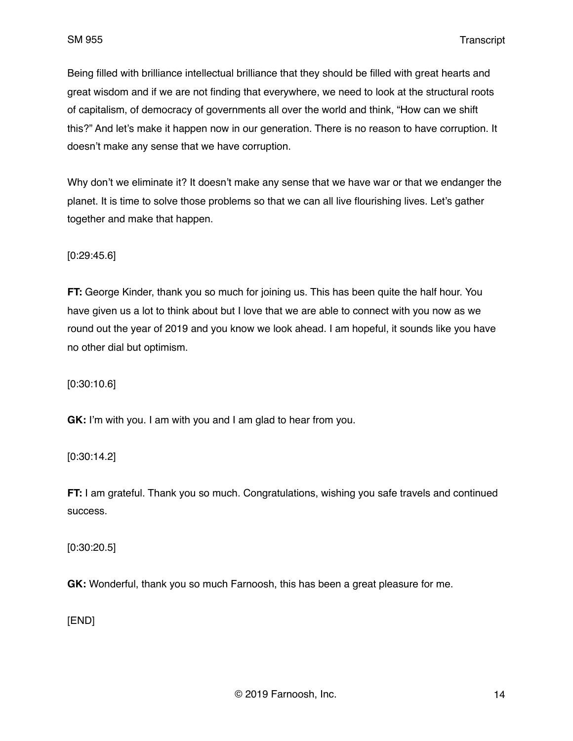Being filled with brilliance intellectual brilliance that they should be filled with great hearts and great wisdom and if we are not finding that everywhere, we need to look at the structural roots of capitalism, of democracy of governments all over the world and think, "How can we shift this?" And let's make it happen now in our generation. There is no reason to have corruption. It doesn't make any sense that we have corruption.

Why don't we eliminate it? It doesn't make any sense that we have war or that we endanger the planet. It is time to solve those problems so that we can all live flourishing lives. Let's gather together and make that happen.

[0:29:45.6]

**FT:** George Kinder, thank you so much for joining us. This has been quite the half hour. You have given us a lot to think about but I love that we are able to connect with you now as we round out the year of 2019 and you know we look ahead. I am hopeful, it sounds like you have no other dial but optimism.

[0:30:10.6]

**GK:** I'm with you. I am with you and I am glad to hear from you.

[0:30:14.2]

**FT:** I am grateful. Thank you so much. Congratulations, wishing you safe travels and continued success.

[0:30:20.5]

**GK:** Wonderful, thank you so much Farnoosh, this has been a great pleasure for me.

[END]